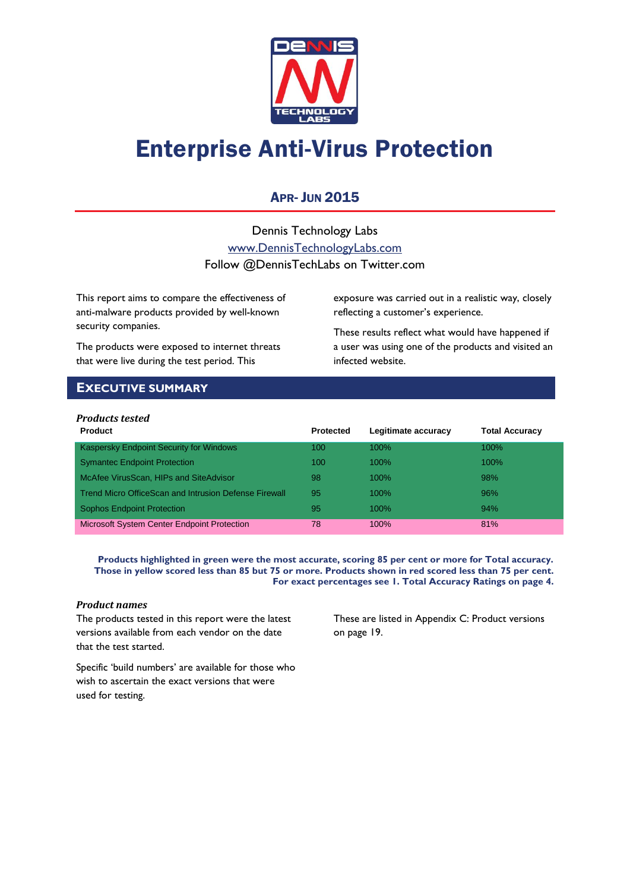# Enterprise Anti-Virus Protection

## APR- JUN 2015

Dennis Technology Labs

www.DennisTechnologyLabs.com

Follow @DennisTechLabs on Twitter.com

This report aims to compare the effectiveness of anti-malware products provided by well-known security companies.

The products were exposed to internet threats that were live during the test period. This exposure was carried out in a realistic way, closely reflecting a customer's experience.

These results reflect what would have happened if a user was using one of the products and visited an infected website.

## EXECUTIVE SUMMARY

***Products tested***

| Product | Protected | Legitimate accuracy | Total Accuracy |
|---|---|---|---|
| Kaspersky Endpoint Security for Windows | 100 | 100% | 100% |
| Symantec Endpoint Protection | 100 | 100% | 100% |
| McAfee VirusScan, HIPs and SiteAdvisor | 98 | 100% | 98% |
| Trend Micro OfficeScan and Intrusion Defense Firewall | 95 | 100% | 96% |
| Sophos Endpoint Protection | 95 | 100% | 94% |
| Microsoft System Center Endpoint Protection | 78 | 100% | 81% |

**Products highlighted in green were the most accurate, scoring 85 per cent or more for Total accuracy. Those in yellow scored less than 85 but 75 or more. Products shown in red scored less than 75 per cent. For exact percentages see 1. Total Accuracy Ratings on page 4.**

***Product names***

The products tested in this report were the latest versions available from each vendor on the date that the test started.

Specific 'build numbers' are available for those who wish to ascertain the exact versions that were used for testing.

These are listed in Appendix C: Product versions on page 19.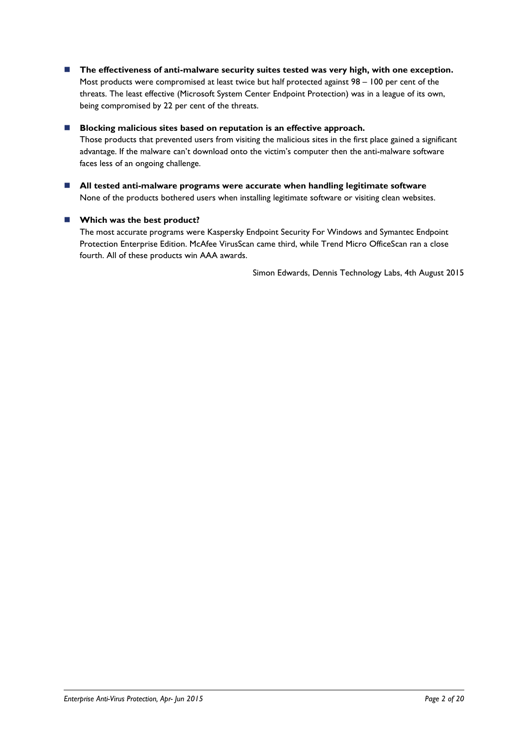- **The effectiveness of anti-malware security suites tested was very high, with one exception.** Most products were compromised at least twice but half protected against 98 – 100 per cent of the threats. The least effective (Microsoft System Center Endpoint Protection) was in a league of its own, being compromised by 22 per cent of the threats.

- **Blocking malicious sites based on reputation is an effective approach.** Those products that prevented users from visiting the malicious sites in the first place gained a significant advantage. If the malware can't download onto the victim's computer then the anti-malware software faces less of an ongoing challenge.

- **All tested anti-malware programs were accurate when handling legitimate software** None of the products bothered users when installing legitimate software or visiting clean websites.

- **Which was the best product?** The most accurate programs were Kaspersky Endpoint Security For Windows and Symantec Endpoint Protection Enterprise Edition. McAfee VirusScan came third, while Trend Micro OfficeScan ran a close fourth. All of these products win AAA awards.

Simon Edwards, Dennis Technology Labs, 4th August 2015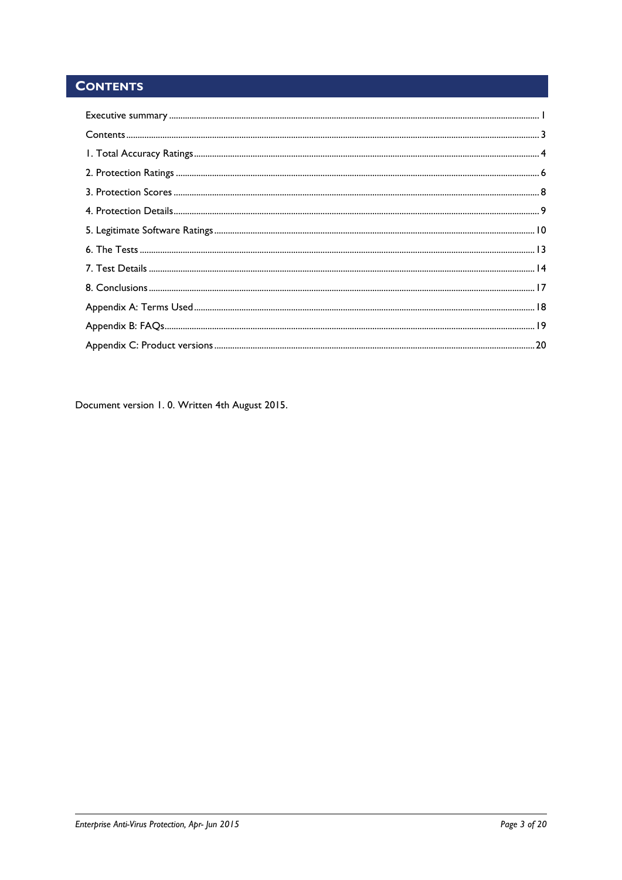# Contents

Executive summary ........ 1

Contents ........ 3

1. Total Accuracy Ratings ........ 4

2. Protection Ratings ........ 6

3. Protection Scores ........ 8

4. Protection Details ........ 9

5. Legitimate Software Ratings ........ 10

6. The Tests ........ 13

7. Test Details ........ 14

8. Conclusions ........ 17

Appendix A: Terms Used ........ 18

Appendix B: FAQs ........ 19

Appendix C: Product versions ........ 20

Document version 1. 0. Written 4th August 2015.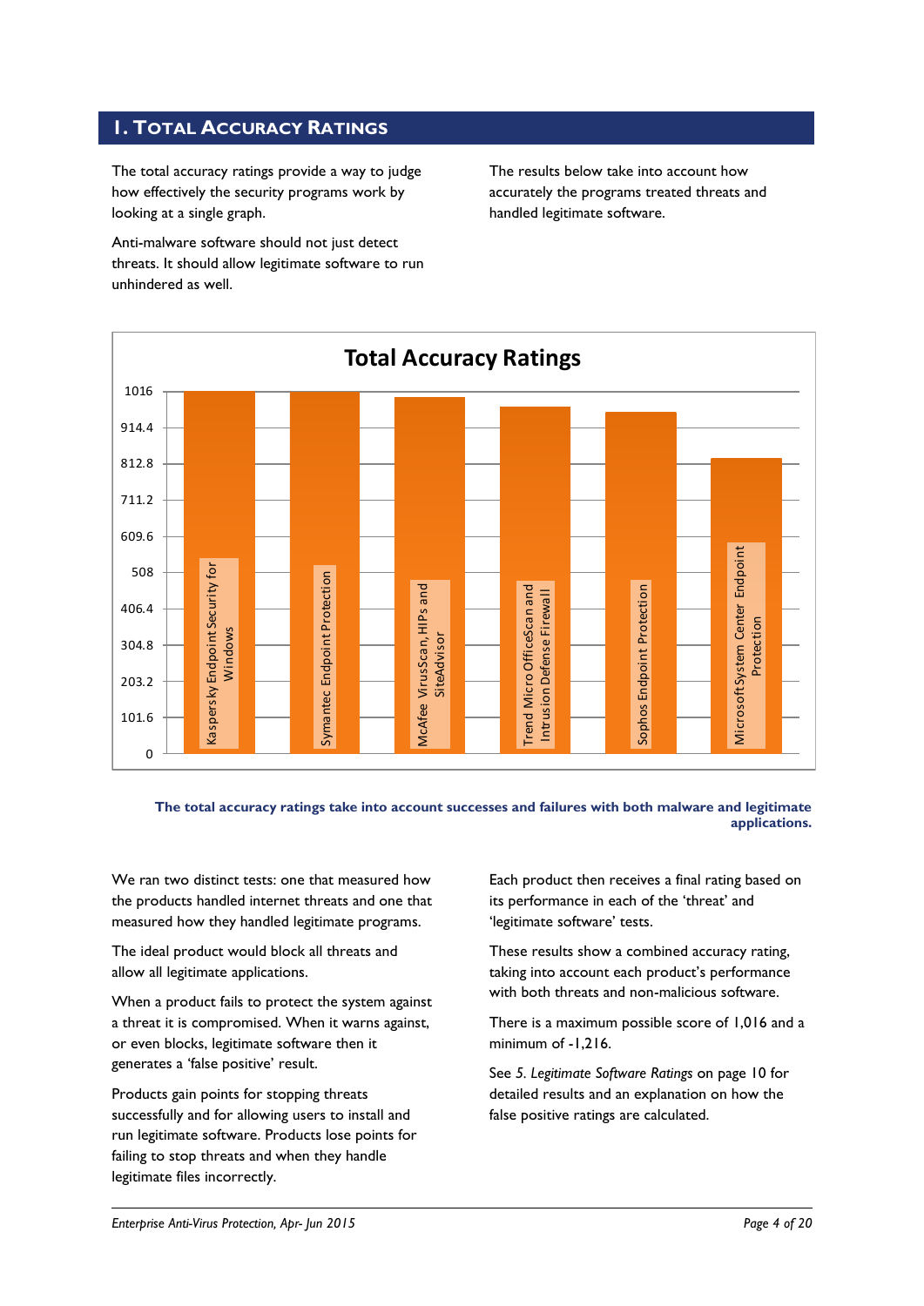# 1. Total Accuracy Ratings

The total accuracy ratings provide a way to judge how effectively the security programs work by looking at a single graph.

Anti-malware software should not just detect threats. It should allow legitimate software to run unhindered as well.

The results below take into account how accurately the programs treated threats and handled legitimate software.

**Total Accuracy Ratings**

| Product | Total Accuracy Rating (approx.) |
|---|---|
| Kaspersky Endpoint Security for Windows | 1016 |
| Symantec Endpoint Protection | 1016 |
| McAfee VirusScan, HIPs and SiteAdvisor | ~1000 |
| Trend Micro OfficeScan and Intrusion Defense Firewall | ~972 |
| Sophos Endpoint Protection | ~958 |
| Microsoft System Center Endpoint Protection | ~829 |

**The total accuracy ratings take into account successes and failures with both malware and legitimate applications.**

We ran two distinct tests: one that measured how the products handled internet threats and one that measured how they handled legitimate programs.

The ideal product would block all threats and allow all legitimate applications.

When a product fails to protect the system against a threat it is compromised. When it warns against, or even blocks, legitimate software then it generates a 'false positive' result.

Products gain points for stopping threats successfully and for allowing users to install and run legitimate software. Products lose points for failing to stop threats and when they handle legitimate files incorrectly.

Each product then receives a final rating based on its performance in each of the 'threat' and 'legitimate software' tests.

These results show a combined accuracy rating, taking into account each product's performance with both threats and non-malicious software.

There is a maximum possible score of 1,016 and a minimum of -1,216.

See *5. Legitimate Software Ratings* on page 10 for detailed results and an explanation on how the false positive ratings are calculated.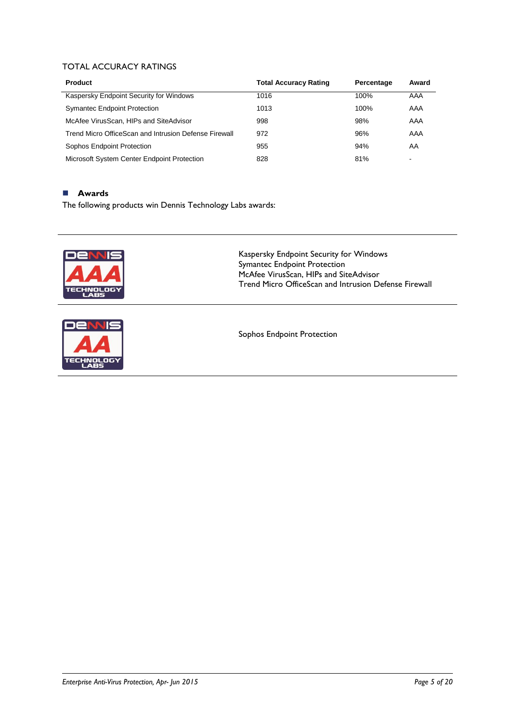## TOTAL ACCURACY RATINGS

| Product | Total Accuracy Rating | Percentage | Award |
|---|---|---|---|
| Kaspersky Endpoint Security for Windows | 1016 | 100% | AAA |
| Symantec Endpoint Protection | 1013 | 100% | AAA |
| McAfee VirusScan, HIPs and SiteAdvisor | 998 | 98% | AAA |
| Trend Micro OfficeScan and Intrusion Defense Firewall | 972 | 96% | AAA |
| Sophos Endpoint Protection | 955 | 94% | AA |
| Microsoft System Center Endpoint Protection | 828 | 81% | - |

### Awards

The following products win Dennis Technology Labs awards:

| Award | Products |
|---|---|
| DENNIS AAA TECHNOLOGY LABS | Kaspersky Endpoint Security for Windows<br>Symantec Endpoint Protection<br>McAfee VirusScan, HIPs and SiteAdvisor<br>Trend Micro OfficeScan and Intrusion Defense Firewall |
| DENNIS AA TECHNOLOGY LABS | Sophos Endpoint Protection |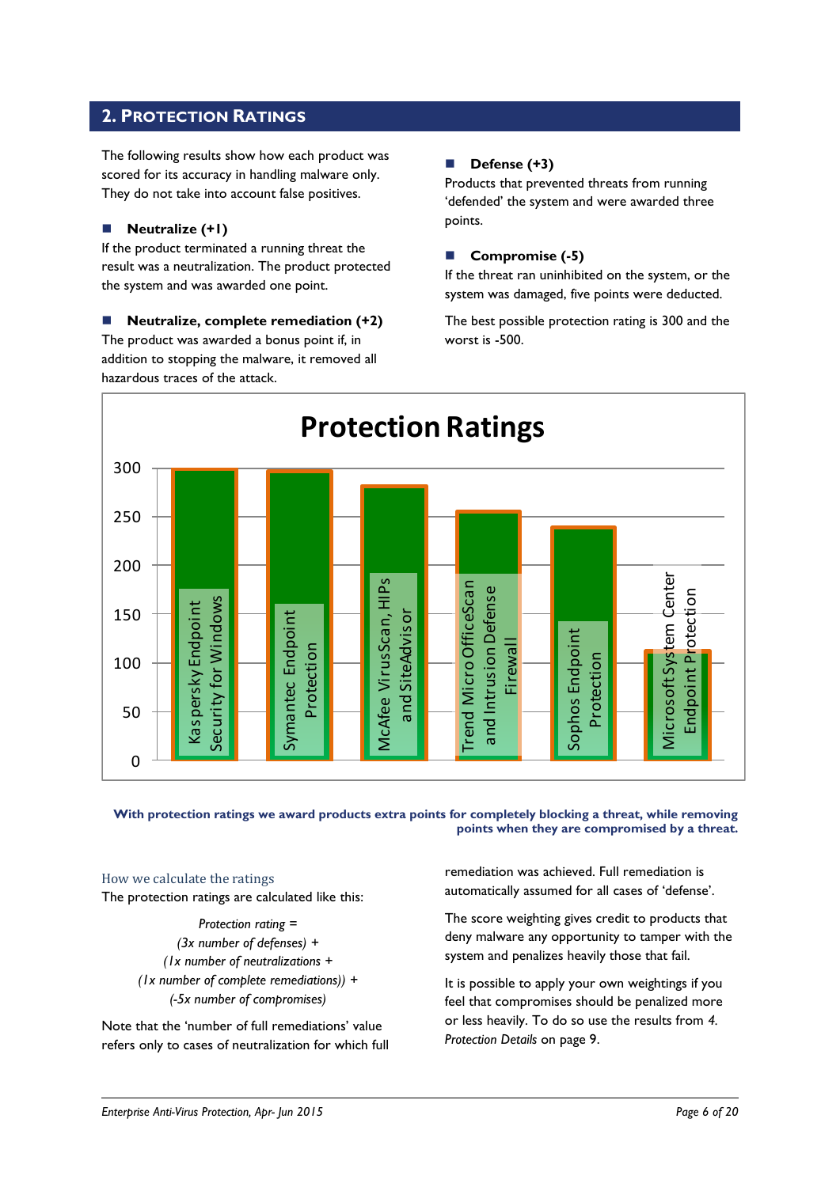## 2. Protection Ratings

The following results show how each product was scored for its accuracy in handling malware only. They do not take into account false positives.

- **Neutralize (+1)**

If the product terminated a running threat the result was a neutralization. The product protected the system and was awarded one point.

- **Neutralize, complete remediation (+2)**

The product was awarded a bonus point if, in addition to stopping the malware, it removed all hazardous traces of the attack.

- **Defense (+3)**

Products that prevented threats from running 'defended' the system and were awarded three points.

- **Compromise (-5)**

If the threat ran uninhibited on the system, or the system was damaged, five points were deducted.

The best possible protection rating is 300 and the worst is -500.

**Protection Ratings**

| Product | Protection Rating (approx.) |
|---|---|
| Kaspersky Endpoint Security for Windows | 300 |
| Symantec Endpoint Protection | 298 |
| McAfee VirusScan, HIPs and SiteAdvisor | 282 |
| Trend Micro OfficeScan and Intrusion Defense Firewall | 255 |
| Sophos Endpoint Protection | 238 |
| Microsoft System Center Endpoint Protection | 112 |

**With protection ratings we award products extra points for completely blocking a threat, while removing points when they are compromised by a threat.**

### How we calculate the ratings

The protection ratings are calculated like this:

*Protection rating =*
*(3x number of defenses) +*
*(1x number of neutralizations +*
*(1x number of complete remediations)) +*
*(-5x number of compromises)*

Note that the 'number of full remediations' value refers only to cases of neutralization for which full remediation was achieved. Full remediation is automatically assumed for all cases of 'defense'.

The score weighting gives credit to products that deny malware any opportunity to tamper with the system and penalizes heavily those that fail.

It is possible to apply your own weightings if you feel that compromises should be penalized more or less heavily. To do so use the results from *4. Protection Details* on page 9.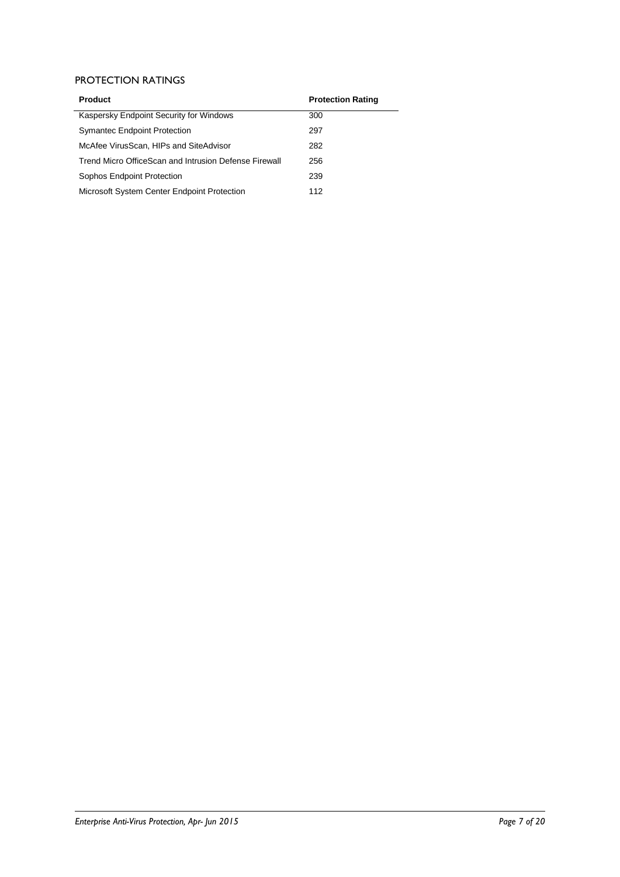## PROTECTION RATINGS

| Product | Protection Rating |
|---|---|
| Kaspersky Endpoint Security for Windows | 300 |
| Symantec Endpoint Protection | 297 |
| McAfee VirusScan, HIPs and SiteAdvisor | 282 |
| Trend Micro OfficeScan and Intrusion Defense Firewall | 256 |
| Sophos Endpoint Protection | 239 |
| Microsoft System Center Endpoint Protection | 112 |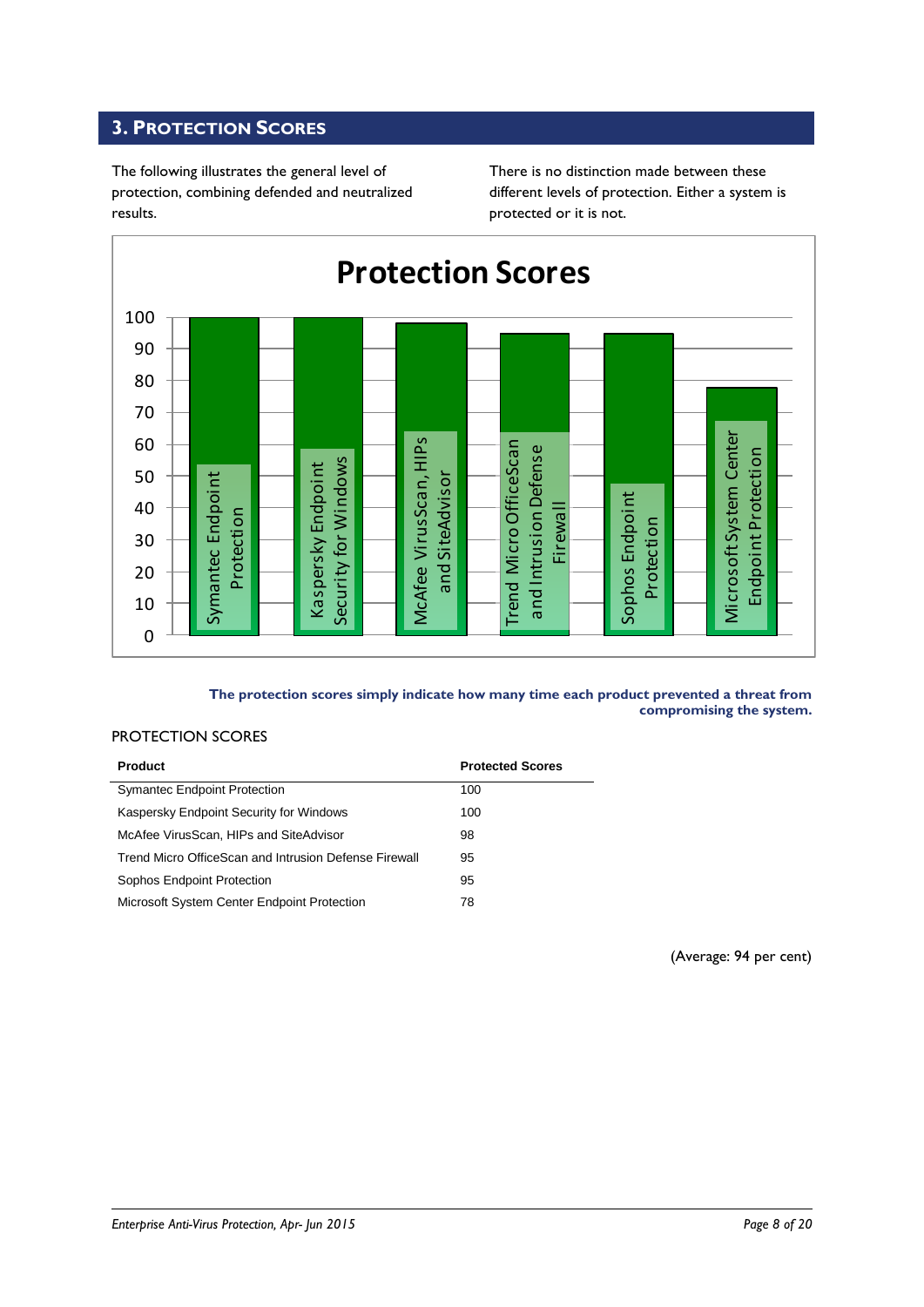## 3. Protection Scores

The following illustrates the general level of protection, combining defended and neutralized results.

There is no distinction made between these different levels of protection. Either a system is protected or it is not.

**The protection scores simply indicate how many time each product prevented a threat from compromising the system.**

PROTECTION SCORES

| Product | Protected Scores |
|---|---|
| Symantec Endpoint Protection | 100 |
| Kaspersky Endpoint Security for Windows | 100 |
| McAfee VirusScan, HIPs and SiteAdvisor | 98 |
| Trend Micro OfficeScan and Intrusion Defense Firewall | 95 |
| Sophos Endpoint Protection | 95 |
| Microsoft System Center Endpoint Protection | 78 |

(Average: 94 per cent)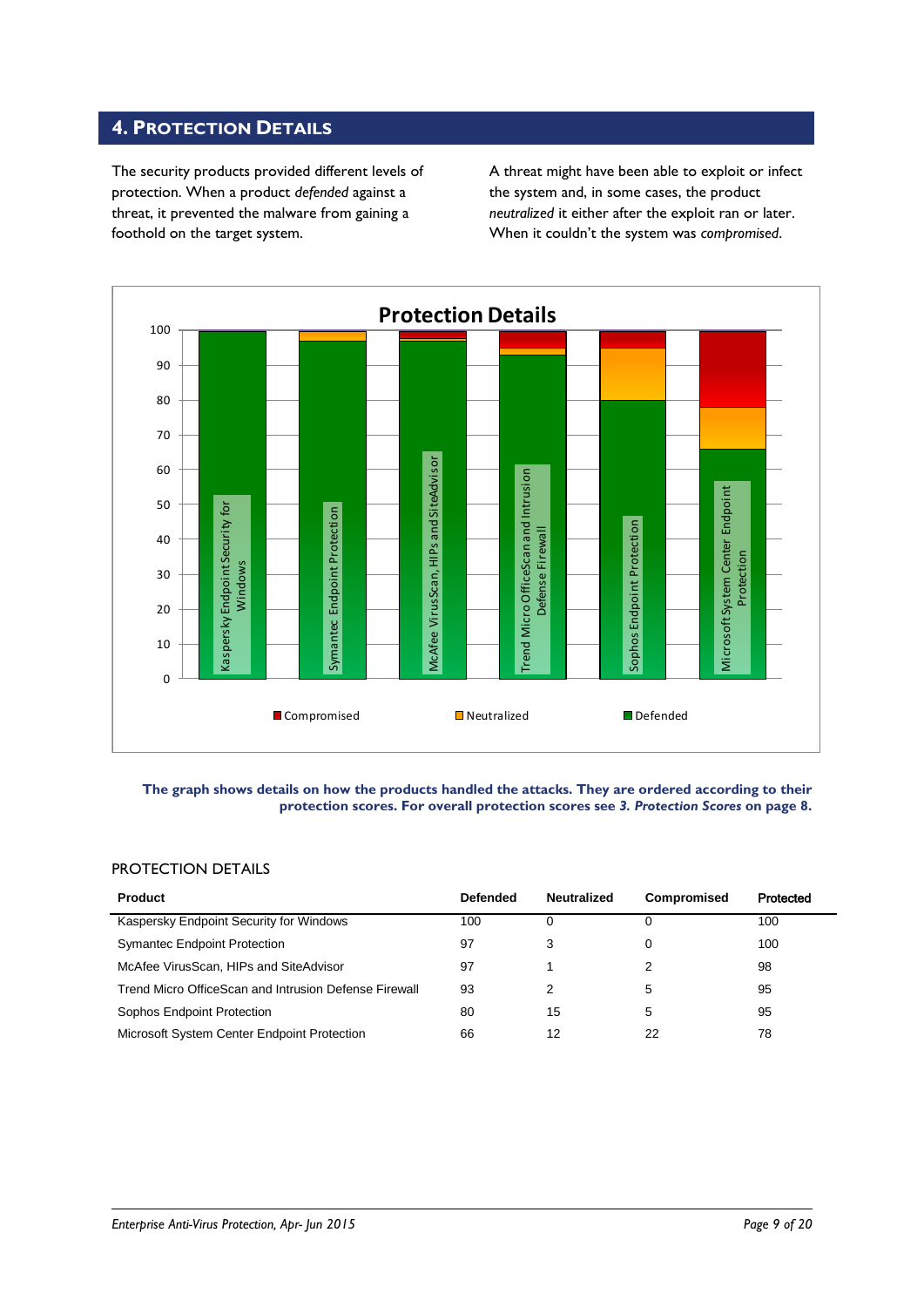## 4. Protection Details

The security products provided different levels of protection. When a product *defended* against a threat, it prevented the malware from gaining a foothold on the target system.

A threat might have been able to exploit or infect the system and, in some cases, the product *neutralized* it either after the exploit ran or later. When it couldn't the system was *compromised*.

**The graph shows details on how the products handled the attacks. They are ordered according to their protection scores. For overall protection scores see *3. Protection Scores* on page 8.**

PROTECTION DETAILS

| Product | Defended | Neutralized | Compromised | Protected |
|---|---|---|---|---|
| Kaspersky Endpoint Security for Windows | 100 | 0 | 0 | 100 |
| Symantec Endpoint Protection | 97 | 3 | 0 | 100 |
| McAfee VirusScan, HIPs and SiteAdvisor | 97 | 1 | 2 | 98 |
| Trend Micro OfficeScan and Intrusion Defense Firewall | 93 | 2 | 5 | 95 |
| Sophos Endpoint Protection | 80 | 15 | 5 | 95 |
| Microsoft System Center Endpoint Protection | 66 | 12 | 22 | 78 |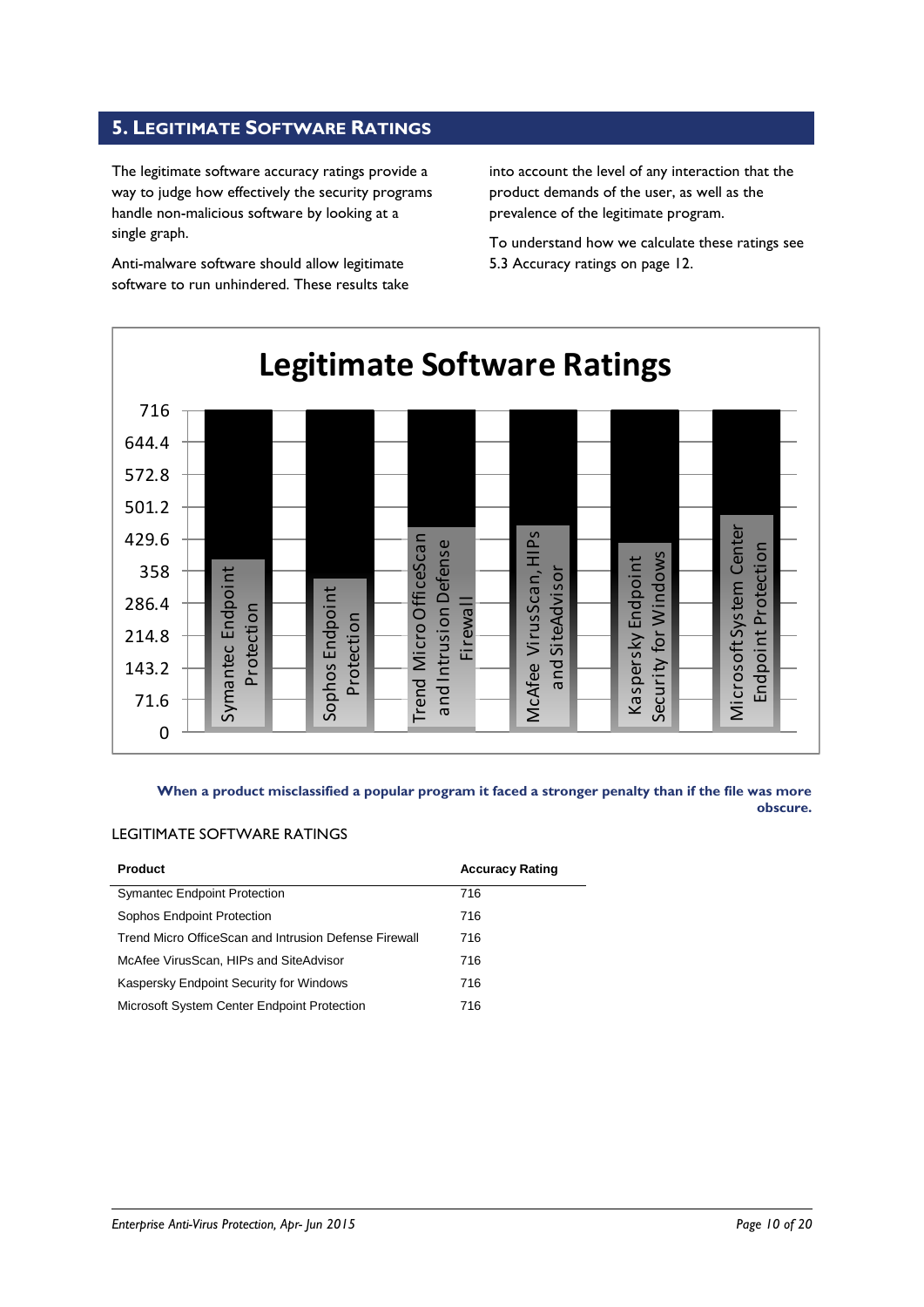## 5. Legitimate Software Ratings

The legitimate software accuracy ratings provide a way to judge how effectively the security programs handle non-malicious software by looking at a single graph.

Anti-malware software should allow legitimate software to run unhindered. These results take into account the level of any interaction that the product demands of the user, as well as the prevalence of the legitimate program.

To understand how we calculate these ratings see 5.3 Accuracy ratings on page 12.

**Legitimate Software Ratings**

**When a product misclassified a popular program it faced a stronger penalty than if the file was more obscure.**

LEGITIMATE SOFTWARE RATINGS

| Product | Accuracy Rating |
|---|---|
| Symantec Endpoint Protection | 716 |
| Sophos Endpoint Protection | 716 |
| Trend Micro OfficeScan and Intrusion Defense Firewall | 716 |
| McAfee VirusScan, HIPs and SiteAdvisor | 716 |
| Kaspersky Endpoint Security for Windows | 716 |
| Microsoft System Center Endpoint Protection | 716 |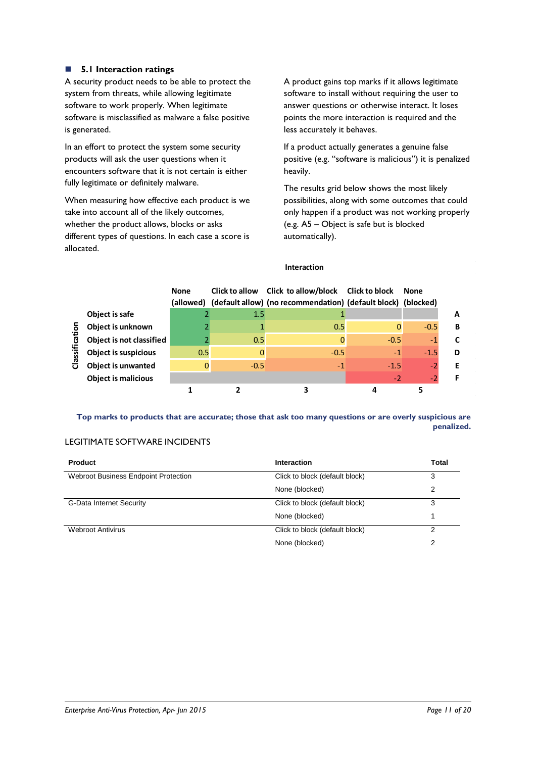## 5.1 Interaction ratings

A security product needs to be able to protect the system from threats, while allowing legitimate software to work properly. When legitimate software is misclassified as malware a false positive is generated.

In an effort to protect the system some security products will ask the user questions when it encounters software that it is not certain is either fully legitimate or definitely malware.

When measuring how effective each product is we take into account all of the likely outcomes, whether the product allows, blocks or asks different types of questions. In each case a score is allocated.

A product gains top marks if it allows legitimate software to install without requiring the user to answer questions or otherwise interact. It loses points the more interaction is required and the less accurately it behaves.

If a product actually generates a genuine false positive (e.g. "software is malicious") it is penalized heavily.

The results grid below shows the most likely possibilities, along with some outcomes that could only happen if a product was not working properly (e.g. A5 – Object is safe but is blocked automatically).

**Interaction**

| Classification | None (allowed) | Click to allow (default allow) | Click to allow/block (no recommendation) | Click to block (default block) | None (blocked) | |
|---|---|---|---|---|---|---|
| Object is safe | 2 | 1.5 | 1 | | | A |
| Object is unknown | 2 | 1 | 0.5 | 0 | -0.5 | B |
| Object is not classified | 2 | 0.5 | 0 | -0.5 | -1 | C |
| Object is suspicious | 0.5 | 0 | -0.5 | -1 | -1.5 | D |
| Object is unwanted | 0 | -0.5 | -1 | -1.5 | -2 | E |
| Object is malicious | | | | -2 | -2 | F |
| | 1 | 2 | 3 | 4 | 5 | |

**Top marks to products that are accurate; those that ask too many questions or are overly suspicious are penalized.**

LEGITIMATE SOFTWARE INCIDENTS

| Product | Interaction | Total |
|---|---|---|
| Webroot Business Endpoint Protection | Click to block (default block) | 3 |
| | None (blocked) | 2 |
| G-Data Internet Security | Click to block (default block) | 3 |
| | None (blocked) | 1 |
| Webroot Antivirus | Click to block (default block) | 2 |
| | None (blocked) | 2 |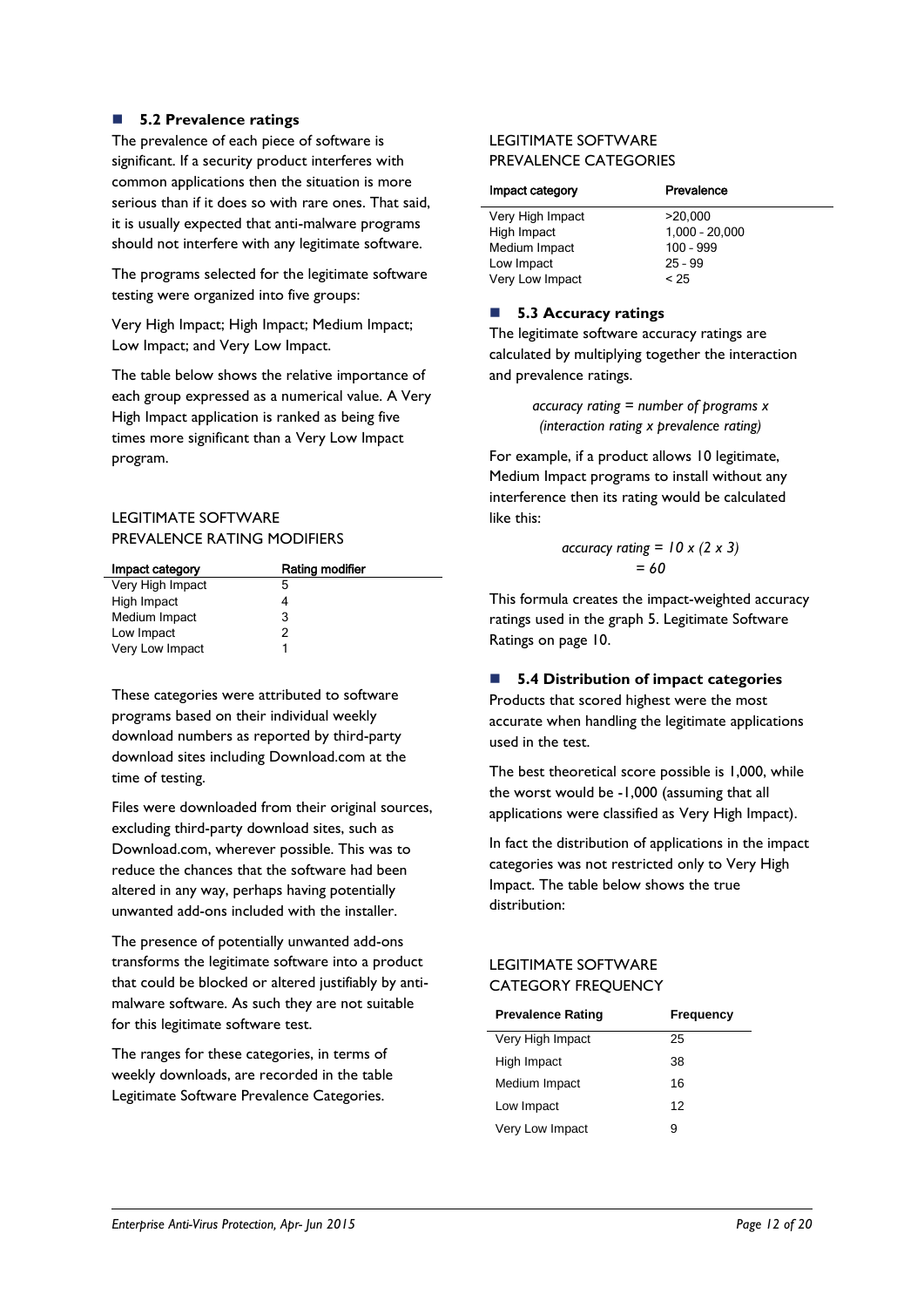### 5.2 Prevalence ratings

The prevalence of each piece of software is significant. If a security product interferes with common applications then the situation is more serious than if it does so with rare ones. That said, it is usually expected that anti-malware programs should not interfere with any legitimate software.

The programs selected for the legitimate software testing were organized into five groups:

Very High Impact; High Impact; Medium Impact; Low Impact; and Very Low Impact.

The table below shows the relative importance of each group expressed as a numerical value. A Very High Impact application is ranked as being five times more significant than a Very Low Impact program.

LEGITIMATE SOFTWARE PREVALENCE RATING MODIFIERS

| Impact category | Rating modifier |
|---|---|
| Very High Impact | 5 |
| High Impact | 4 |
| Medium Impact | 3 |
| Low Impact | 2 |
| Very Low Impact | 1 |

These categories were attributed to software programs based on their individual weekly download numbers as reported by third-party download sites including Download.com at the time of testing.

Files were downloaded from their original sources, excluding third-party download sites, such as Download.com, wherever possible. This was to reduce the chances that the software had been altered in any way, perhaps having potentially unwanted add-ons included with the installer.

The presence of potentially unwanted add-ons transforms the legitimate software into a product that could be blocked or altered justifiably by anti-malware software. As such they are not suitable for this legitimate software test.

The ranges for these categories, in terms of weekly downloads, are recorded in the table Legitimate Software Prevalence Categories.

LEGITIMATE SOFTWARE PREVALENCE CATEGORIES

| Impact category | Prevalence |
|---|---|
| Very High Impact | >20,000 |
| High Impact | 1,000 - 20,000 |
| Medium Impact | 100 - 999 |
| Low Impact | 25 - 99 |
| Very Low Impact | < 25 |

### 5.3 Accuracy ratings

The legitimate software accuracy ratings are calculated by multiplying together the interaction and prevalence ratings.

*accuracy rating = number of programs x (interaction rating x prevalence rating)*

For example, if a product allows 10 legitimate, Medium Impact programs to install without any interference then its rating would be calculated like this:

*accuracy rating = 10 x (2 x 3)*
*= 60*

This formula creates the impact-weighted accuracy ratings used in the graph 5. Legitimate Software Ratings on page 10.

### 5.4 Distribution of impact categories

Products that scored highest were the most accurate when handling the legitimate applications used in the test.

The best theoretical score possible is 1,000, while the worst would be -1,000 (assuming that all applications were classified as Very High Impact).

In fact the distribution of applications in the impact categories was not restricted only to Very High Impact. The table below shows the true distribution:

LEGITIMATE SOFTWARE CATEGORY FREQUENCY

| Prevalence Rating | Frequency |
|---|---|
| Very High Impact | 25 |
| High Impact | 38 |
| Medium Impact | 16 |
| Low Impact | 12 |
| Very Low Impact | 9 |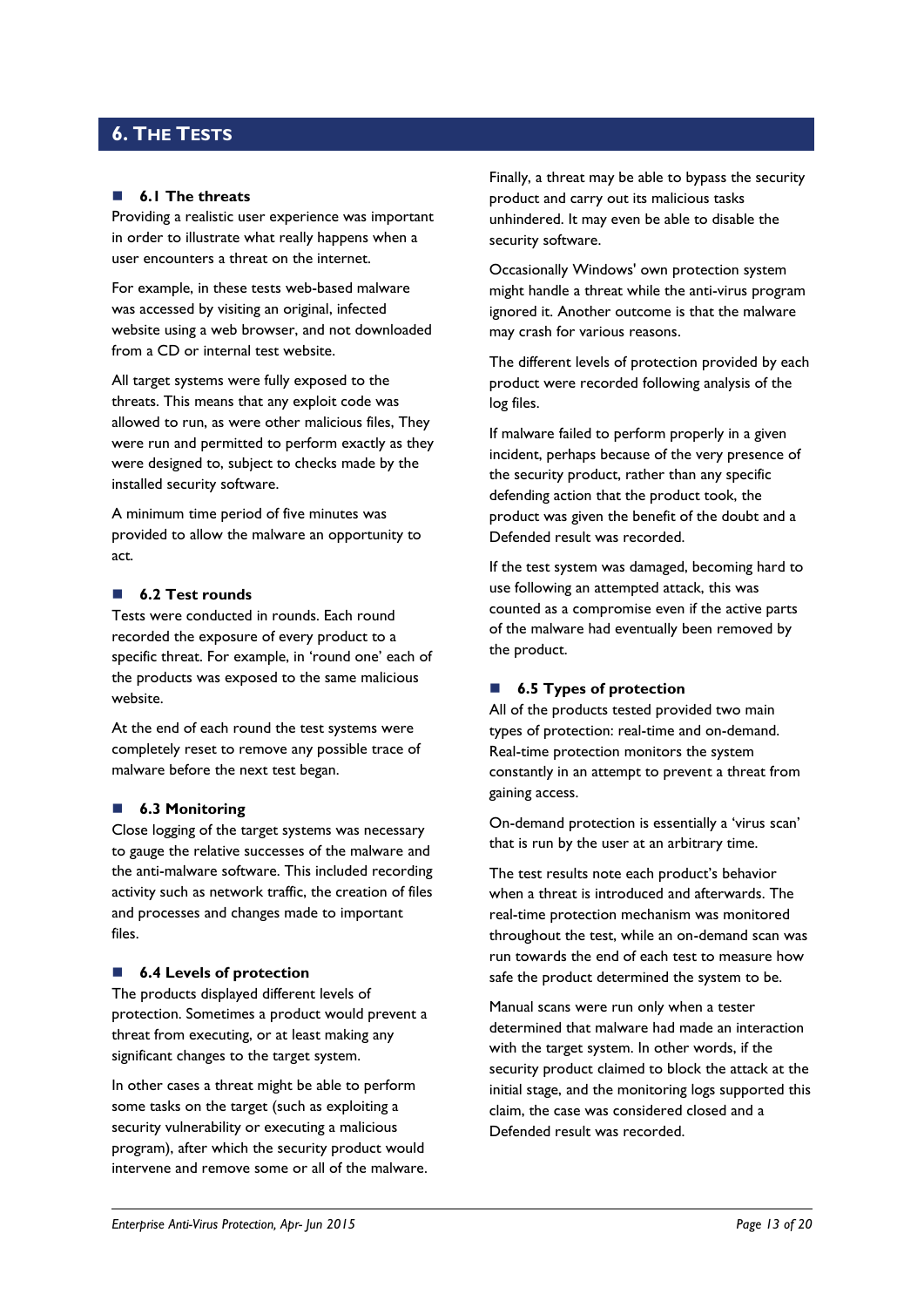# 6. The Tests

### 6.1 The threats

Providing a realistic user experience was important in order to illustrate what really happens when a user encounters a threat on the internet.

For example, in these tests web-based malware was accessed by visiting an original, infected website using a web browser, and not downloaded from a CD or internal test website.

All target systems were fully exposed to the threats. This means that any exploit code was allowed to run, as were other malicious files, They were run and permitted to perform exactly as they were designed to, subject to checks made by the installed security software.

A minimum time period of five minutes was provided to allow the malware an opportunity to act.

### 6.2 Test rounds

Tests were conducted in rounds. Each round recorded the exposure of every product to a specific threat. For example, in 'round one' each of the products was exposed to the same malicious website.

At the end of each round the test systems were completely reset to remove any possible trace of malware before the next test began.

### 6.3 Monitoring

Close logging of the target systems was necessary to gauge the relative successes of the malware and the anti-malware software. This included recording activity such as network traffic, the creation of files and processes and changes made to important files.

### 6.4 Levels of protection

The products displayed different levels of protection. Sometimes a product would prevent a threat from executing, or at least making any significant changes to the target system.

In other cases a threat might be able to perform some tasks on the target (such as exploiting a security vulnerability or executing a malicious program), after which the security product would intervene and remove some or all of the malware.

Finally, a threat may be able to bypass the security product and carry out its malicious tasks unhindered. It may even be able to disable the security software.

Occasionally Windows' own protection system might handle a threat while the anti-virus program ignored it. Another outcome is that the malware may crash for various reasons.

The different levels of protection provided by each product were recorded following analysis of the log files.

If malware failed to perform properly in a given incident, perhaps because of the very presence of the security product, rather than any specific defending action that the product took, the product was given the benefit of the doubt and a Defended result was recorded.

If the test system was damaged, becoming hard to use following an attempted attack, this was counted as a compromise even if the active parts of the malware had eventually been removed by the product.

### 6.5 Types of protection

All of the products tested provided two main types of protection: real-time and on-demand. Real-time protection monitors the system constantly in an attempt to prevent a threat from gaining access.

On-demand protection is essentially a 'virus scan' that is run by the user at an arbitrary time.

The test results note each product's behavior when a threat is introduced and afterwards. The real-time protection mechanism was monitored throughout the test, while an on-demand scan was run towards the end of each test to measure how safe the product determined the system to be.

Manual scans were run only when a tester determined that malware had made an interaction with the target system. In other words, if the security product claimed to block the attack at the initial stage, and the monitoring logs supported this claim, the case was considered closed and a Defended result was recorded.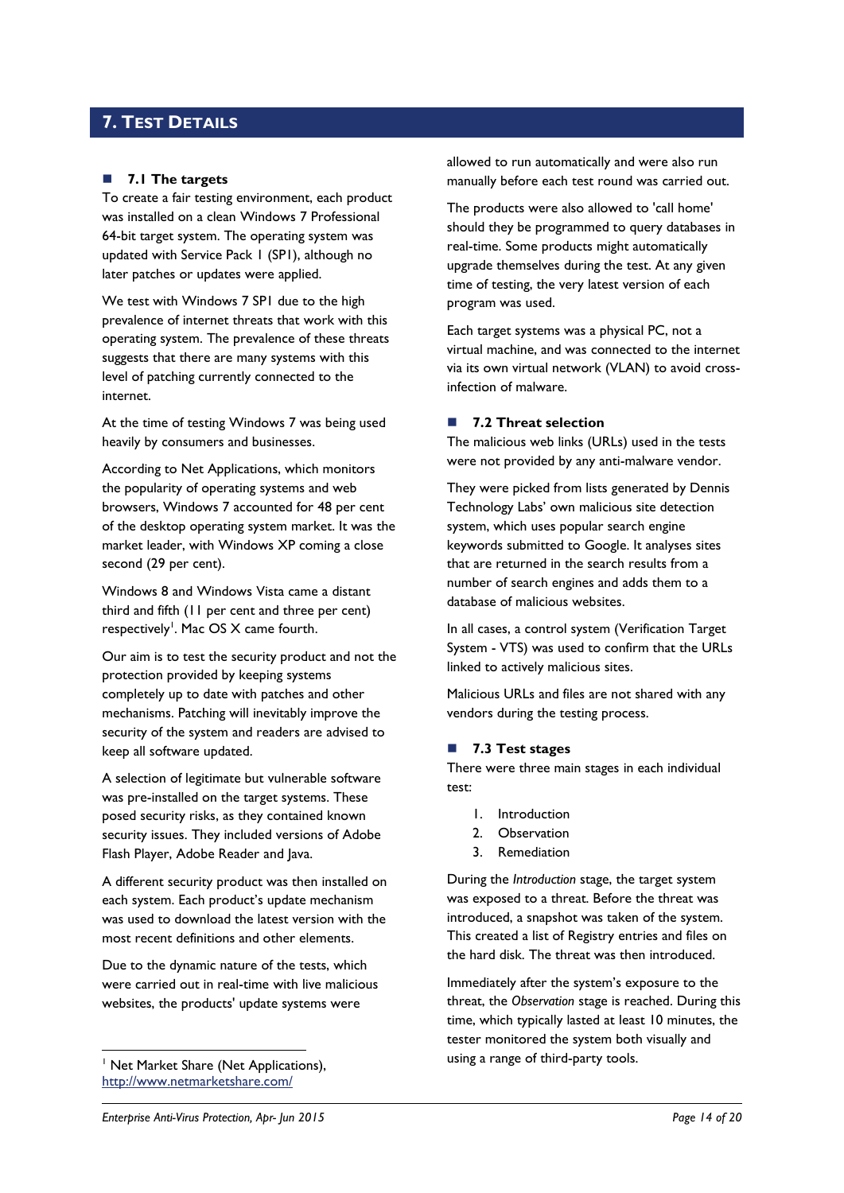## 7. Test Details

### 7.1 The targets

To create a fair testing environment, each product was installed on a clean Windows 7 Professional 64-bit target system. The operating system was updated with Service Pack 1 (SP1), although no later patches or updates were applied.

We test with Windows 7 SP1 due to the high prevalence of internet threats that work with this operating system. The prevalence of these threats suggests that there are many systems with this level of patching currently connected to the internet.

At the time of testing Windows 7 was being used heavily by consumers and businesses.

According to Net Applications, which monitors the popularity of operating systems and web browsers, Windows 7 accounted for 48 per cent of the desktop operating system market. It was the market leader, with Windows XP coming a close second (29 per cent).

Windows 8 and Windows Vista came a distant third and fifth (11 per cent and three per cent) respectively[1]. Mac OS X came fourth.

Our aim is to test the security product and not the protection provided by keeping systems completely up to date with patches and other mechanisms. Patching will inevitably improve the security of the system and readers are advised to keep all software updated.

A selection of legitimate but vulnerable software was pre-installed on the target systems. These posed security risks, as they contained known security issues. They included versions of Adobe Flash Player, Adobe Reader and Java.

A different security product was then installed on each system. Each product's update mechanism was used to download the latest version with the most recent definitions and other elements.

Due to the dynamic nature of the tests, which were carried out in real-time with live malicious websites, the products' update systems were allowed to run automatically and were also run manually before each test round was carried out.

The products were also allowed to 'call home' should they be programmed to query databases in real-time. Some products might automatically upgrade themselves during the test. At any given time of testing, the very latest version of each program was used.

Each target systems was a physical PC, not a virtual machine, and was connected to the internet via its own virtual network (VLAN) to avoid cross-infection of malware.

### 7.2 Threat selection

The malicious web links (URLs) used in the tests were not provided by any anti-malware vendor.

They were picked from lists generated by Dennis Technology Labs' own malicious site detection system, which uses popular search engine keywords submitted to Google. It analyses sites that are returned in the search results from a number of search engines and adds them to a database of malicious websites.

In all cases, a control system (Verification Target System - VTS) was used to confirm that the URLs linked to actively malicious sites.

Malicious URLs and files are not shared with any vendors during the testing process.

### 7.3 Test stages

There were three main stages in each individual test:

1. Introduction
2. Observation
3. Remediation

During the *Introduction* stage, the target system was exposed to a threat. Before the threat was introduced, a snapshot was taken of the system. This created a list of Registry entries and files on the hard disk. The threat was then introduced.

Immediately after the system's exposure to the threat, the *Observation* stage is reached. During this time, which typically lasted at least 10 minutes, the tester monitored the system both visually and using a range of third-party tools.

---

[1] Net Market Share (Net Applications), http://www.netmarketshare.com/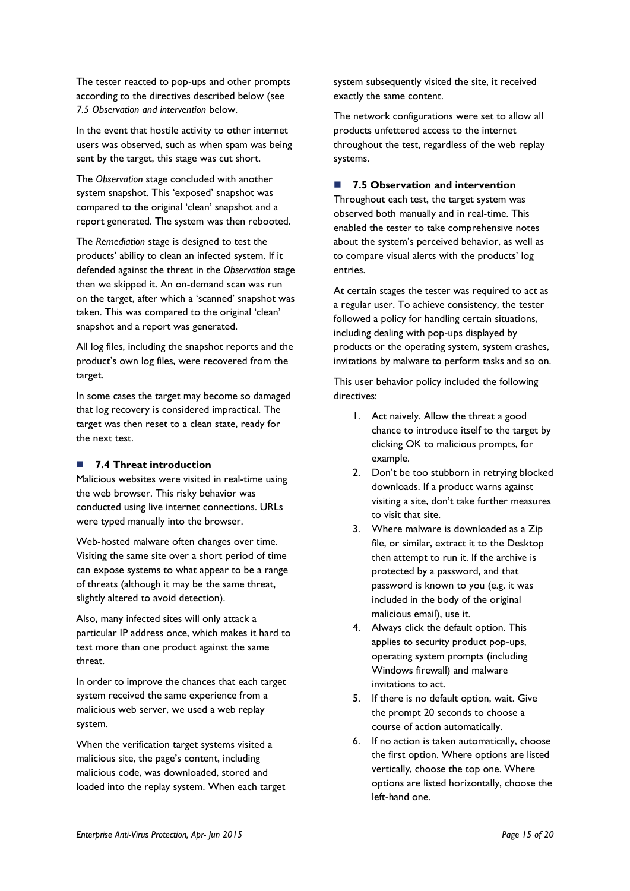The tester reacted to pop-ups and other prompts according to the directives described below (see *7.5 Observation and intervention* below.

In the event that hostile activity to other internet users was observed, such as when spam was being sent by the target, this stage was cut short.

The *Observation* stage concluded with another system snapshot. This 'exposed' snapshot was compared to the original 'clean' snapshot and a report generated. The system was then rebooted.

The *Remediation* stage is designed to test the products' ability to clean an infected system. If it defended against the threat in the *Observation* stage then we skipped it. An on-demand scan was run on the target, after which a 'scanned' snapshot was taken. This was compared to the original 'clean' snapshot and a report was generated.

All log files, including the snapshot reports and the product's own log files, were recovered from the target.

In some cases the target may become so damaged that log recovery is considered impractical. The target was then reset to a clean state, ready for the next test.

### 7.4 Threat introduction

Malicious websites were visited in real-time using the web browser. This risky behavior was conducted using live internet connections. URLs were typed manually into the browser.

Web-hosted malware often changes over time. Visiting the same site over a short period of time can expose systems to what appear to be a range of threats (although it may be the same threat, slightly altered to avoid detection).

Also, many infected sites will only attack a particular IP address once, which makes it hard to test more than one product against the same threat.

In order to improve the chances that each target system received the same experience from a malicious web server, we used a web replay system.

When the verification target systems visited a malicious site, the page's content, including malicious code, was downloaded, stored and loaded into the replay system. When each target system subsequently visited the site, it received exactly the same content.

The network configurations were set to allow all products unfettered access to the internet throughout the test, regardless of the web replay systems.

### 7.5 Observation and intervention

Throughout each test, the target system was observed both manually and in real-time. This enabled the tester to take comprehensive notes about the system's perceived behavior, as well as to compare visual alerts with the products' log entries.

At certain stages the tester was required to act as a regular user. To achieve consistency, the tester followed a policy for handling certain situations, including dealing with pop-ups displayed by products or the operating system, system crashes, invitations by malware to perform tasks and so on.

This user behavior policy included the following directives:

1. Act naively. Allow the threat a good chance to introduce itself to the target by clicking OK to malicious prompts, for example.
2. Don't be too stubborn in retrying blocked downloads. If a product warns against visiting a site, don't take further measures to visit that site.
3. Where malware is downloaded as a Zip file, or similar, extract it to the Desktop then attempt to run it. If the archive is protected by a password, and that password is known to you (e.g. it was included in the body of the original malicious email), use it.
4. Always click the default option. This applies to security product pop-ups, operating system prompts (including Windows firewall) and malware invitations to act.
5. If there is no default option, wait. Give the prompt 20 seconds to choose a course of action automatically.
6. If no action is taken automatically, choose the first option. Where options are listed vertically, choose the top one. Where options are listed horizontally, choose the left-hand one.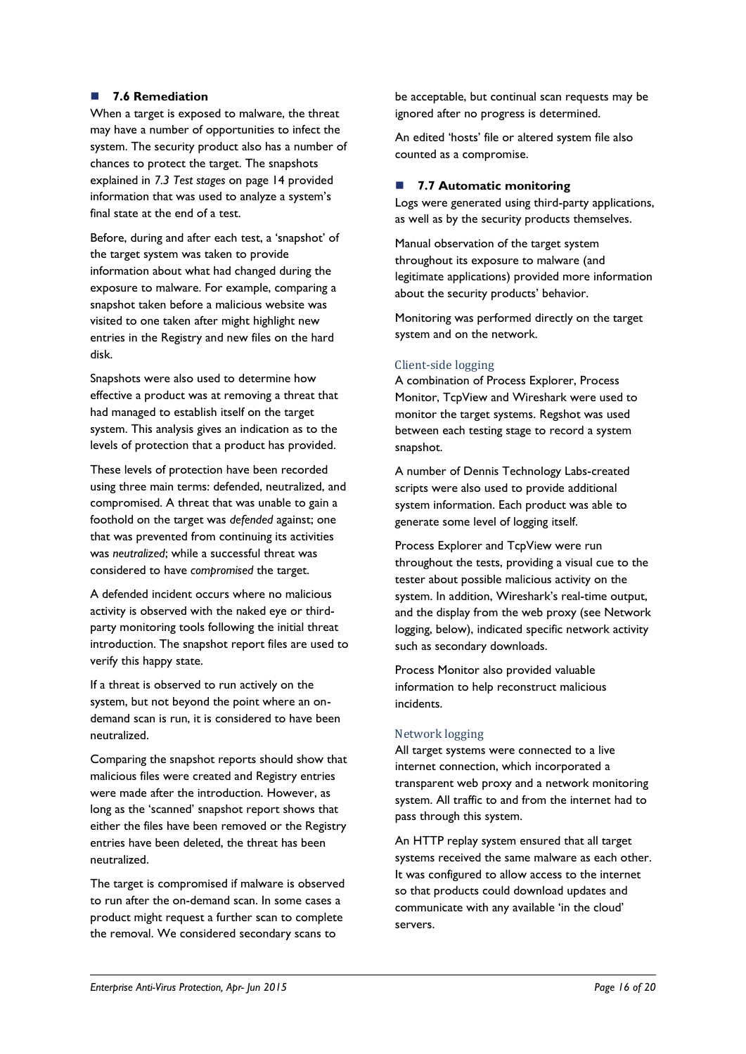## 7.6 Remediation

When a target is exposed to malware, the threat may have a number of opportunities to infect the system. The security product also has a number of chances to protect the target. The snapshots explained in *7.3 Test stages* on page 14 provided information that was used to analyze a system's final state at the end of a test.

Before, during and after each test, a 'snapshot' of the target system was taken to provide information about what had changed during the exposure to malware. For example, comparing a snapshot taken before a malicious website was visited to one taken after might highlight new entries in the Registry and new files on the hard disk.

Snapshots were also used to determine how effective a product was at removing a threat that had managed to establish itself on the target system. This analysis gives an indication as to the levels of protection that a product has provided.

These levels of protection have been recorded using three main terms: defended, neutralized, and compromised. A threat that was unable to gain a foothold on the target was *defended* against; one that was prevented from continuing its activities was *neutralized*; while a successful threat was considered to have *compromised* the target.

A defended incident occurs where no malicious activity is observed with the naked eye or third-party monitoring tools following the initial threat introduction. The snapshot report files are used to verify this happy state.

If a threat is observed to run actively on the system, but not beyond the point where an on-demand scan is run, it is considered to have been neutralized.

Comparing the snapshot reports should show that malicious files were created and Registry entries were made after the introduction. However, as long as the 'scanned' snapshot report shows that either the files have been removed or the Registry entries have been deleted, the threat has been neutralized.

The target is compromised if malware is observed to run after the on-demand scan. In some cases a product might request a further scan to complete the removal. We considered secondary scans to be acceptable, but continual scan requests may be ignored after no progress is determined.

An edited 'hosts' file or altered system file also counted as a compromise.

## 7.7 Automatic monitoring

Logs were generated using third-party applications, as well as by the security products themselves.

Manual observation of the target system throughout its exposure to malware (and legitimate applications) provided more information about the security products' behavior.

Monitoring was performed directly on the target system and on the network.

### Client-side logging

A combination of Process Explorer, Process Monitor, TcpView and Wireshark were used to monitor the target systems. Regshot was used between each testing stage to record a system snapshot.

A number of Dennis Technology Labs-created scripts were also used to provide additional system information. Each product was able to generate some level of logging itself.

Process Explorer and TcpView were run throughout the tests, providing a visual cue to the tester about possible malicious activity on the system. In addition, Wireshark's real-time output, and the display from the web proxy (see Network logging, below), indicated specific network activity such as secondary downloads.

Process Monitor also provided valuable information to help reconstruct malicious incidents.

### Network logging

All target systems were connected to a live internet connection, which incorporated a transparent web proxy and a network monitoring system. All traffic to and from the internet had to pass through this system.

An HTTP replay system ensured that all target systems received the same malware as each other. It was configured to allow access to the internet so that products could download updates and communicate with any available 'in the cloud' servers.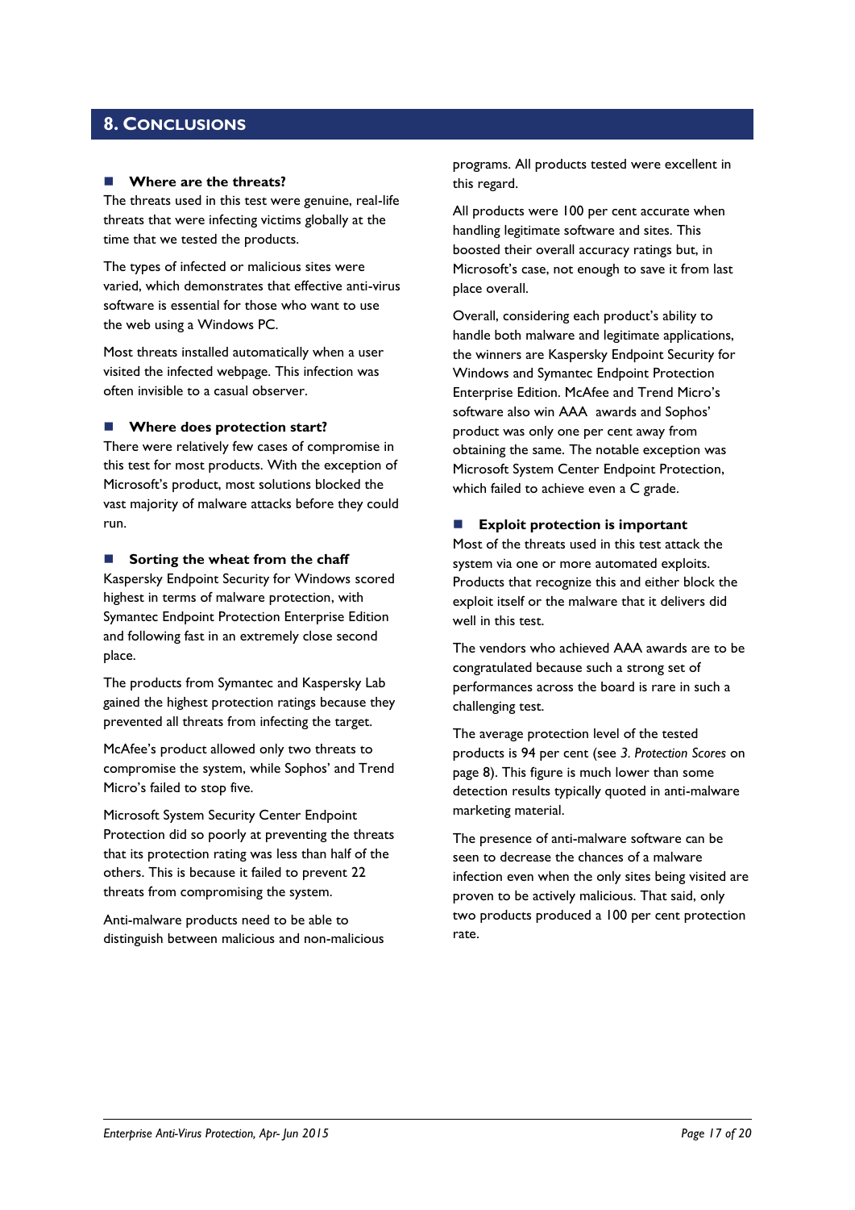## 8. Conclusions

### Where are the threats?

The threats used in this test were genuine, real-life threats that were infecting victims globally at the time that we tested the products.

The types of infected or malicious sites were varied, which demonstrates that effective anti-virus software is essential for those who want to use the web using a Windows PC.

Most threats installed automatically when a user visited the infected webpage. This infection was often invisible to a casual observer.

### Where does protection start?

There were relatively few cases of compromise in this test for most products. With the exception of Microsoft's product, most solutions blocked the vast majority of malware attacks before they could run.

### Sorting the wheat from the chaff

Kaspersky Endpoint Security for Windows scored highest in terms of malware protection, with Symantec Endpoint Protection Enterprise Edition and following fast in an extremely close second place.

The products from Symantec and Kaspersky Lab gained the highest protection ratings because they prevented all threats from infecting the target.

McAfee's product allowed only two threats to compromise the system, while Sophos' and Trend Micro's failed to stop five.

Microsoft System Security Center Endpoint Protection did so poorly at preventing the threats that its protection rating was less than half of the others. This is because it failed to prevent 22 threats from compromising the system.

Anti-malware products need to be able to distinguish between malicious and non-malicious programs. All products tested were excellent in this regard.

All products were 100 per cent accurate when handling legitimate software and sites. This boosted their overall accuracy ratings but, in Microsoft's case, not enough to save it from last place overall.

Overall, considering each product's ability to handle both malware and legitimate applications, the winners are Kaspersky Endpoint Security for Windows and Symantec Endpoint Protection Enterprise Edition. McAfee and Trend Micro's software also win AAA awards and Sophos' product was only one per cent away from obtaining the same. The notable exception was Microsoft System Center Endpoint Protection, which failed to achieve even a C grade.

### Exploit protection is important

Most of the threats used in this test attack the system via one or more automated exploits. Products that recognize this and either block the exploit itself or the malware that it delivers did well in this test.

The vendors who achieved AAA awards are to be congratulated because such a strong set of performances across the board is rare in such a challenging test.

The average protection level of the tested products is 94 per cent (see *3. Protection Scores* on page 8). This figure is much lower than some detection results typically quoted in anti-malware marketing material.

The presence of anti-malware software can be seen to decrease the chances of a malware infection even when the only sites being visited are proven to be actively malicious. That said, only two products produced a 100 per cent protection rate.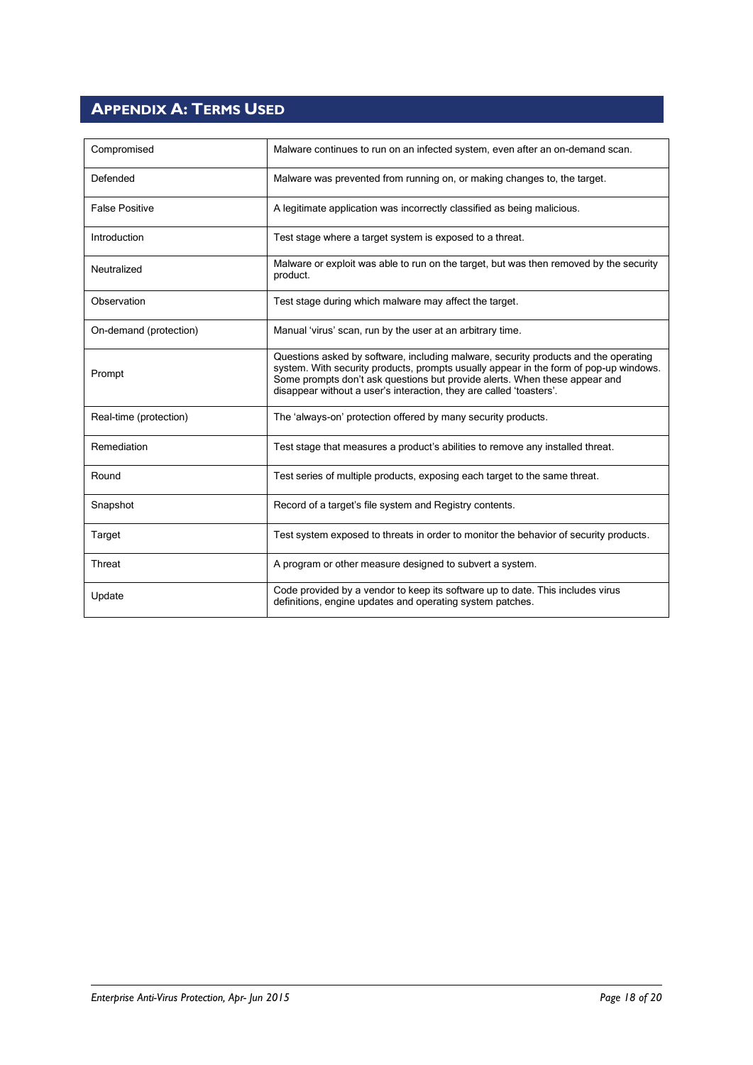# Appendix A: Terms Used

| Term | Definition |
|---|---|
| Compromised | Malware continues to run on an infected system, even after an on-demand scan. |
| Defended | Malware was prevented from running on, or making changes to, the target. |
| False Positive | A legitimate application was incorrectly classified as being malicious. |
| Introduction | Test stage where a target system is exposed to a threat. |
| Neutralized | Malware or exploit was able to run on the target, but was then removed by the security product. |
| Observation | Test stage during which malware may affect the target. |
| On-demand (protection) | Manual 'virus' scan, run by the user at an arbitrary time. |
| Prompt | Questions asked by software, including malware, security products and the operating system. With security products, prompts usually appear in the form of pop-up windows. Some prompts don't ask questions but provide alerts. When these appear and disappear without a user's interaction, they are called 'toasters'. |
| Real-time (protection) | The 'always-on' protection offered by many security products. |
| Remediation | Test stage that measures a product's abilities to remove any installed threat. |
| Round | Test series of multiple products, exposing each target to the same threat. |
| Snapshot | Record of a target's file system and Registry contents. |
| Target | Test system exposed to threats in order to monitor the behavior of security products. |
| Threat | A program or other measure designed to subvert a system. |
| Update | Code provided by a vendor to keep its software up to date. This includes virus definitions, engine updates and operating system patches. |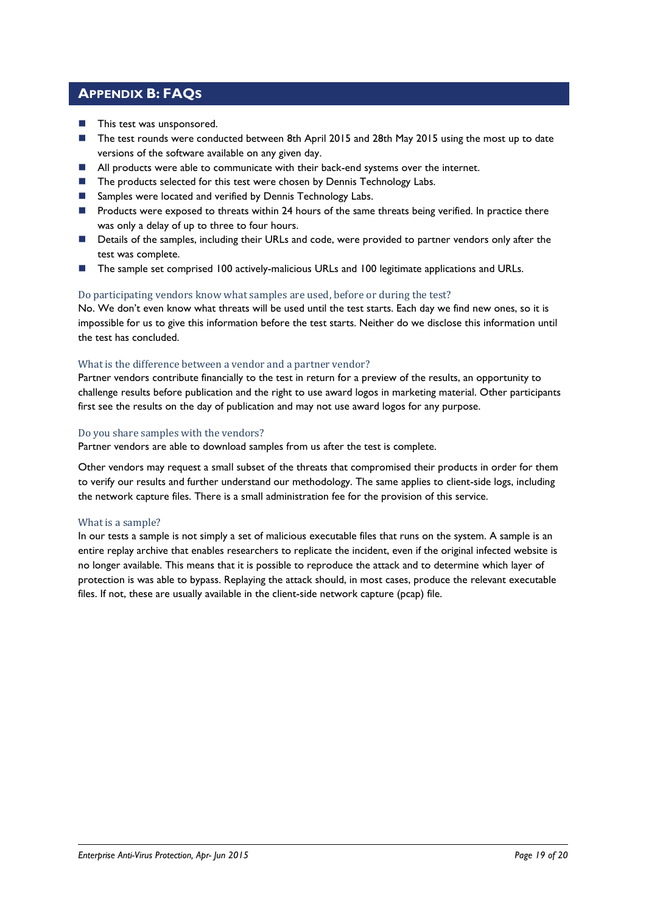## Appendix B: FAQs

- This test was unsponsored.
- The test rounds were conducted between 8th April 2015 and 28th May 2015 using the most up to date versions of the software available on any given day.
- All products were able to communicate with their back-end systems over the internet.
- The products selected for this test were chosen by Dennis Technology Labs.
- Samples were located and verified by Dennis Technology Labs.
- Products were exposed to threats within 24 hours of the same threats being verified. In practice there was only a delay of up to three to four hours.
- Details of the samples, including their URLs and code, were provided to partner vendors only after the test was complete.
- The sample set comprised 100 actively-malicious URLs and 100 legitimate applications and URLs.

### Do participating vendors know what samples are used, before or during the test?

No. We don't even know what threats will be used until the test starts. Each day we find new ones, so it is impossible for us to give this information before the test starts. Neither do we disclose this information until the test has concluded.

### What is the difference between a vendor and a partner vendor?

Partner vendors contribute financially to the test in return for a preview of the results, an opportunity to challenge results before publication and the right to use award logos in marketing material. Other participants first see the results on the day of publication and may not use award logos for any purpose.

### Do you share samples with the vendors?

Partner vendors are able to download samples from us after the test is complete.

Other vendors may request a small subset of the threats that compromised their products in order for them to verify our results and further understand our methodology. The same applies to client-side logs, including the network capture files. There is a small administration fee for the provision of this service.

### What is a sample?

In our tests a sample is not simply a set of malicious executable files that runs on the system. A sample is an entire replay archive that enables researchers to replicate the incident, even if the original infected website is no longer available. This means that it is possible to reproduce the attack and to determine which layer of protection is was able to bypass. Replaying the attack should, in most cases, produce the relevant executable files. If not, these are usually available in the client-side network capture (pcap) file.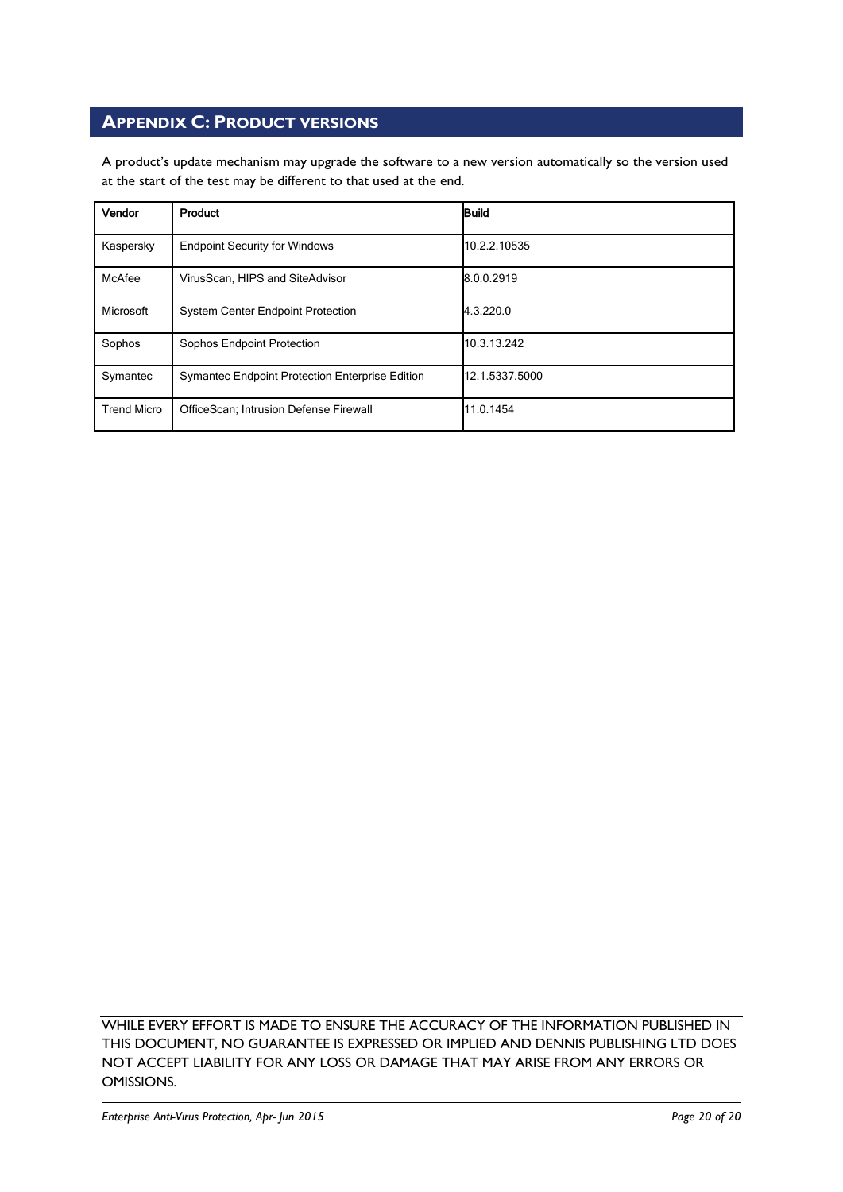# APPENDIX C: PRODUCT VERSIONS

A product's update mechanism may upgrade the software to a new version automatically so the version used at the start of the test may be different to that used at the end.

| Vendor | Product | Build |
|---|---|---|
| Kaspersky | Endpoint Security for Windows | 10.2.2.10535 |
| McAfee | VirusScan, HIPS and SiteAdvisor | 8.0.0.2919 |
| Microsoft | System Center Endpoint Protection | 4.3.220.0 |
| Sophos | Sophos Endpoint Protection | 10.3.13.242 |
| Symantec | Symantec Endpoint Protection Enterprise Edition | 12.1.5337.5000 |
| Trend Micro | OfficeScan; Intrusion Defense Firewall | 11.0.1454 |

WHILE EVERY EFFORT IS MADE TO ENSURE THE ACCURACY OF THE INFORMATION PUBLISHED IN THIS DOCUMENT, NO GUARANTEE IS EXPRESSED OR IMPLIED AND DENNIS PUBLISHING LTD DOES NOT ACCEPT LIABILITY FOR ANY LOSS OR DAMAGE THAT MAY ARISE FROM ANY ERRORS OR OMISSIONS.